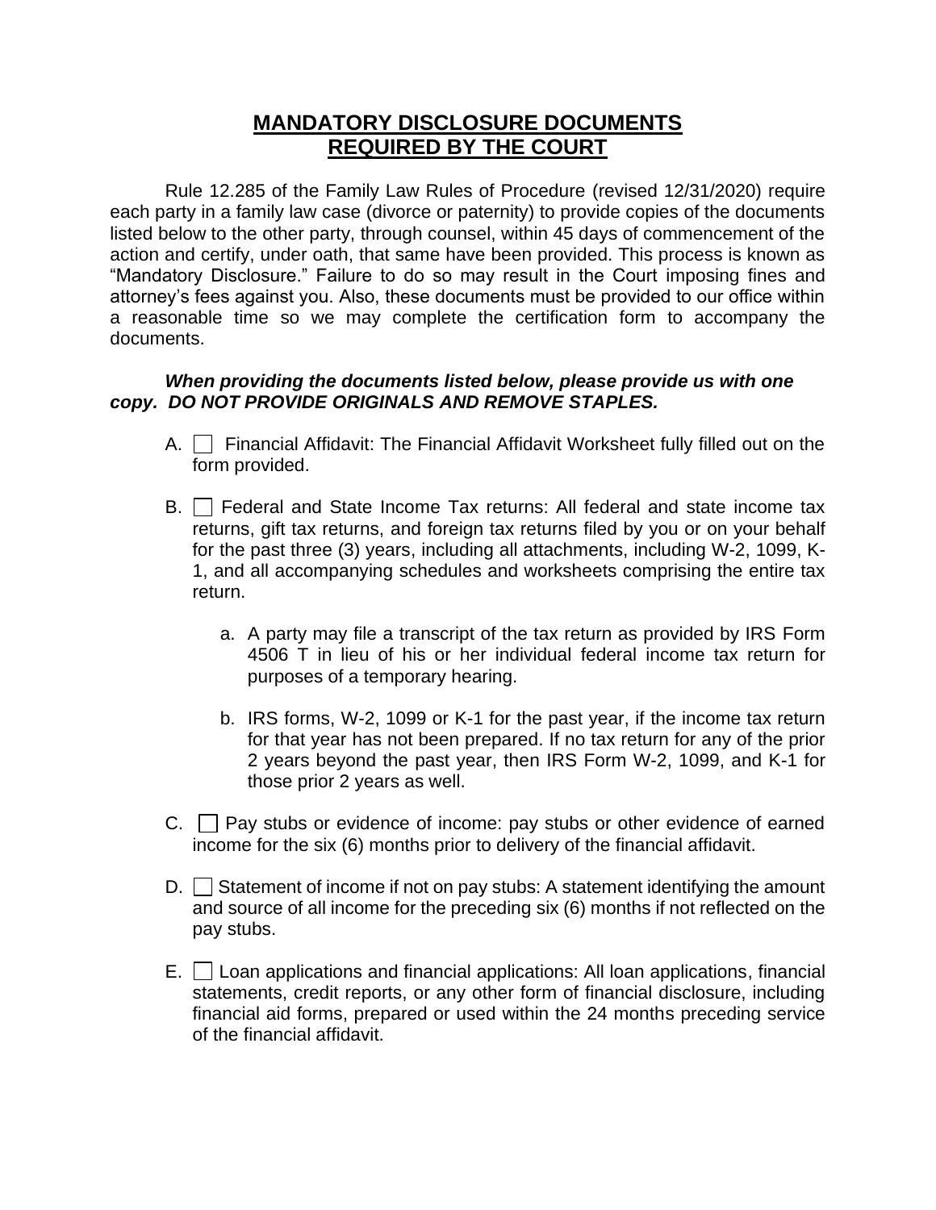# **MANDATORY DISCLOSURE DOCUMENTS REQUIRED BY THE COURT**

Rule 12.285 of the Family Law Rules of Procedure (revised 12/31/2020) require each party in a family law case (divorce or paternity) to provide copies of the documents listed below to the other party, through counsel, within 45 days of commencement of the action and certify, under oath, that same have been provided. This process is known as "Mandatory Disclosure." Failure to do so may result in the Court imposing fines and attorney's fees against you. Also, these documents must be provided to our office within a reasonable time so we may complete the certification form to accompany the documents.

***When providing the documents listed below, please provide us with one copy. DO NOT PROVIDE ORIGINALS AND REMOVE STAPLES.***

A. ☐ Financial Affidavit: The Financial Affidavit Worksheet fully filled out on the form provided.

B. ☐ Federal and State Income Tax returns: All federal and state income tax returns, gift tax returns, and foreign tax returns filed by you or on your behalf for the past three (3) years, including all attachments, including W-2, 1099, K-1, and all accompanying schedules and worksheets comprising the entire tax return.

   a. A party may file a transcript of the tax return as provided by IRS Form 4506 T in lieu of his or her individual federal income tax return for purposes of a temporary hearing.

   b. IRS forms, W-2, 1099 or K-1 for the past year, if the income tax return for that year has not been prepared. If no tax return for any of the prior 2 years beyond the past year, then IRS Form W-2, 1099, and K-1 for those prior 2 years as well.

C. ☐ Pay stubs or evidence of income: pay stubs or other evidence of earned income for the six (6) months prior to delivery of the financial affidavit.

D. ☐ Statement of income if not on pay stubs: A statement identifying the amount and source of all income for the preceding six (6) months if not reflected on the pay stubs.

E. ☐ Loan applications and financial applications: All loan applications, financial statements, credit reports, or any other form of financial disclosure, including financial aid forms, prepared or used within the 24 months preceding service of the financial affidavit.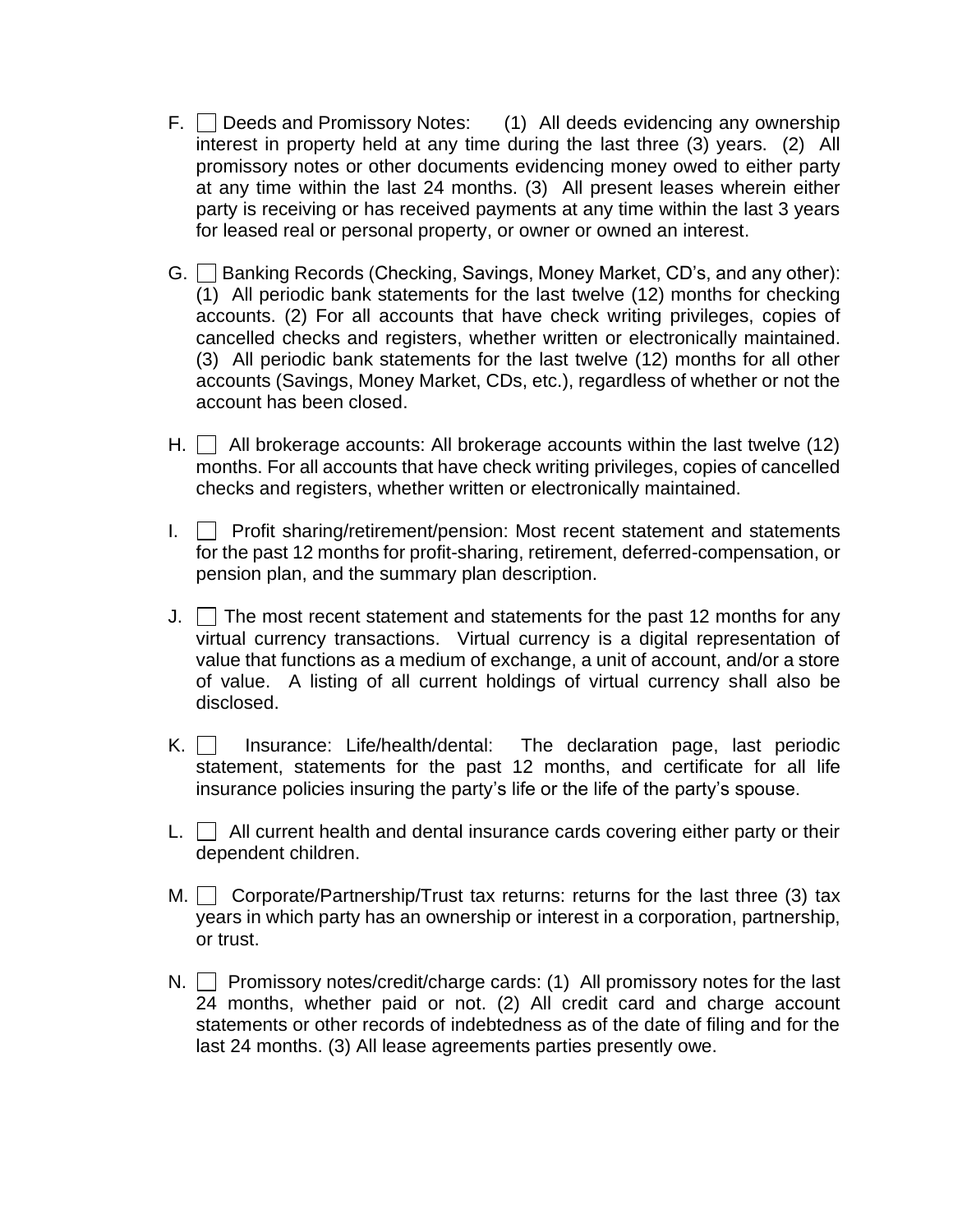F. ☐ Deeds and Promissory Notes: (1) All deeds evidencing any ownership interest in property held at any time during the last three (3) years. (2) All promissory notes or other documents evidencing money owed to either party at any time within the last 24 months. (3) All present leases wherein either party is receiving or has received payments at any time within the last 3 years for leased real or personal property, or owner or owned an interest.

G. ☐ Banking Records (Checking, Savings, Money Market, CD's, and any other): (1) All periodic bank statements for the last twelve (12) months for checking accounts. (2) For all accounts that have check writing privileges, copies of cancelled checks and registers, whether written or electronically maintained. (3) All periodic bank statements for the last twelve (12) months for all other accounts (Savings, Money Market, CDs, etc.), regardless of whether or not the account has been closed.

H. ☐ All brokerage accounts: All brokerage accounts within the last twelve (12) months. For all accounts that have check writing privileges, copies of cancelled checks and registers, whether written or electronically maintained.

I. ☐ Profit sharing/retirement/pension: Most recent statement and statements for the past 12 months for profit-sharing, retirement, deferred-compensation, or pension plan, and the summary plan description.

J. ☐ The most recent statement and statements for the past 12 months for any virtual currency transactions. Virtual currency is a digital representation of value that functions as a medium of exchange, a unit of account, and/or a store of value. A listing of all current holdings of virtual currency shall also be disclosed.

K. ☐ Insurance: Life/health/dental: The declaration page, last periodic statement, statements for the past 12 months, and certificate for all life insurance policies insuring the party's life or the life of the party's spouse.

L. ☐ All current health and dental insurance cards covering either party or their dependent children.

M. ☐ Corporate/Partnership/Trust tax returns: returns for the last three (3) tax years in which party has an ownership or interest in a corporation, partnership, or trust.

N. ☐ Promissory notes/credit/charge cards: (1) All promissory notes for the last 24 months, whether paid or not. (2) All credit card and charge account statements or other records of indebtedness as of the date of filing and for the last 24 months. (3) All lease agreements parties presently owe.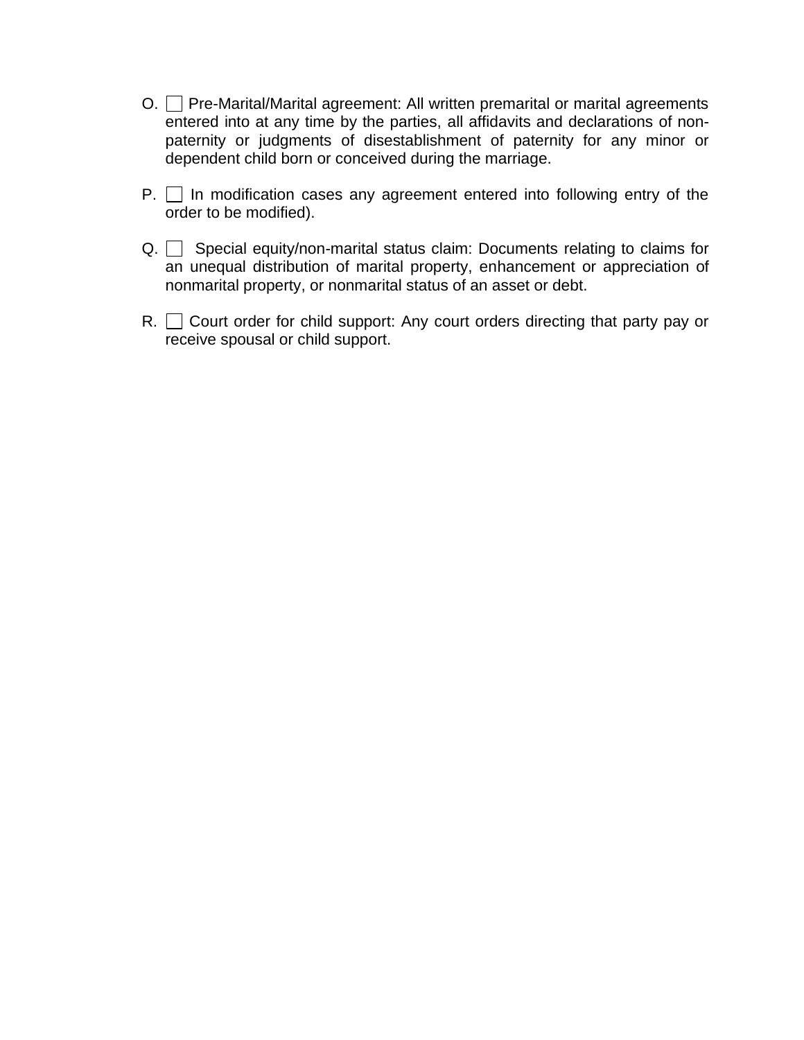O. ☐ Pre-Marital/Marital agreement: All written premarital or marital agreements entered into at any time by the parties, all affidavits and declarations of non-paternity or judgments of disestablishment of paternity for any minor or dependent child born or conceived during the marriage.

P. ☐ In modification cases any agreement entered into following entry of the order to be modified).

Q. ☐ Special equity/non-marital status claim: Documents relating to claims for an unequal distribution of marital property, enhancement or appreciation of nonmarital property, or nonmarital status of an asset or debt.

R. ☐ Court order for child support: Any court orders directing that party pay or receive spousal or child support.